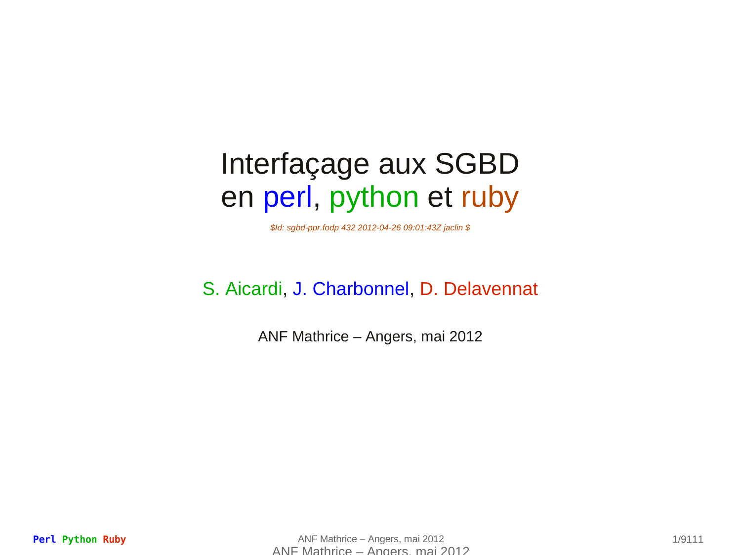# Interfaçage aux SGBD
# en perl, python et ruby

*$Id: sgbd-ppr.fodp 432 2012-04-26 09:01:43Z jaclin $*

S. Aicardi, J. Charbonnel, D. Delavennat

ANF Mathrice – Angers, mai 2012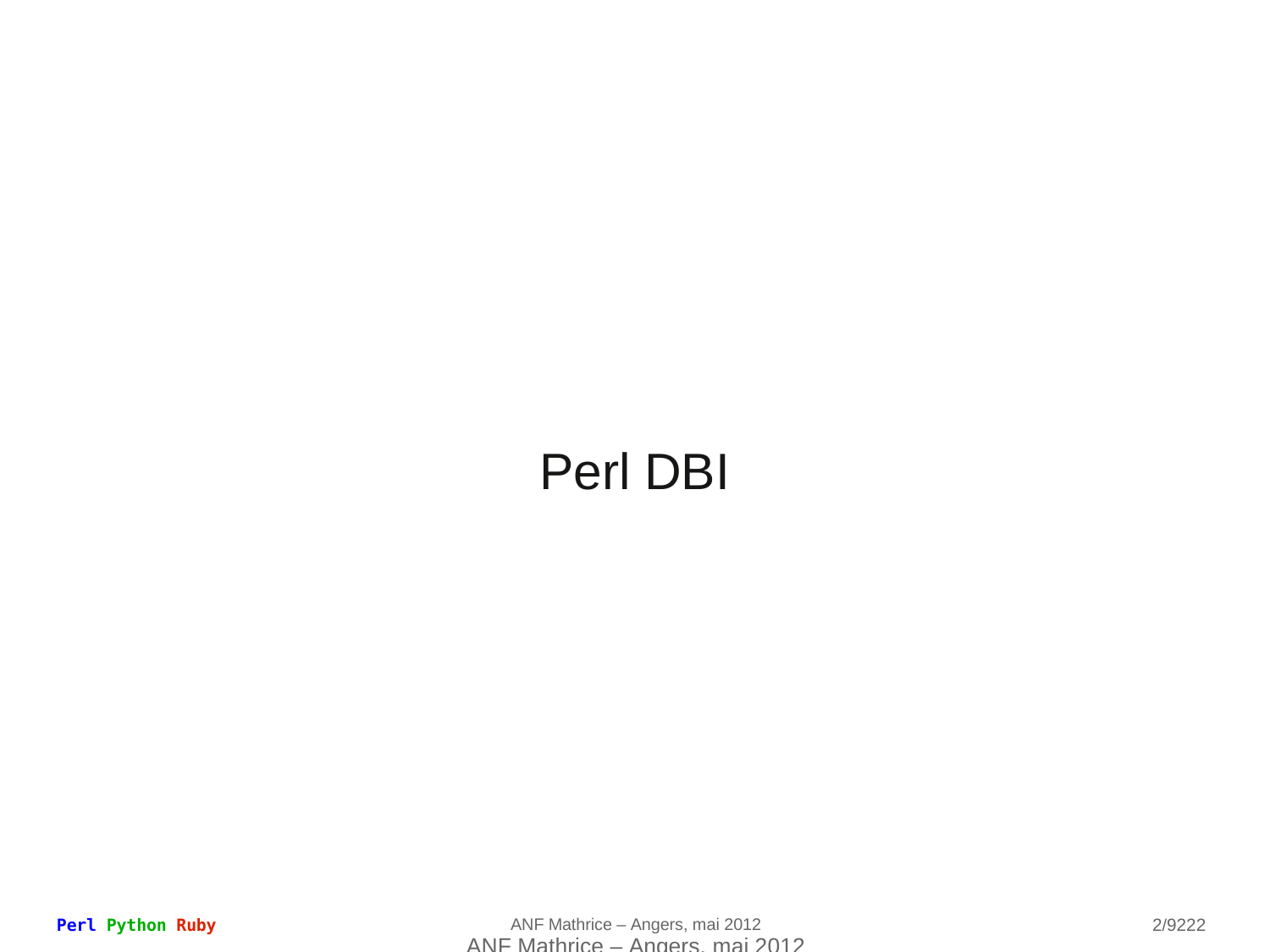# Perl DBI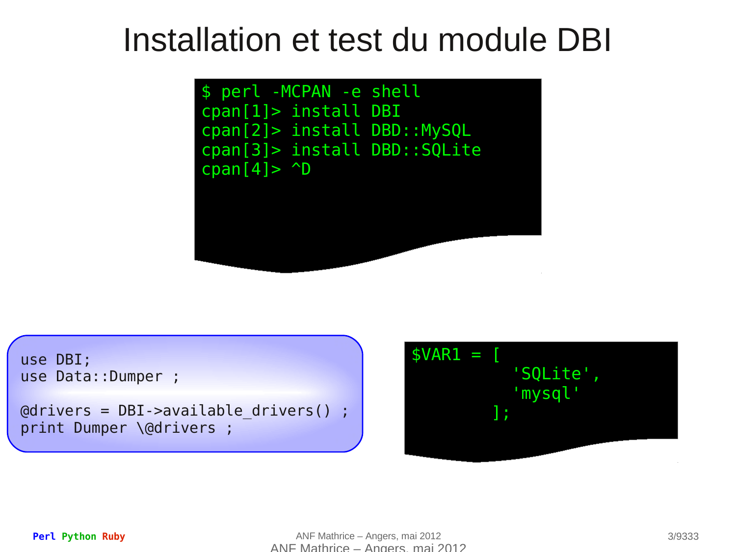# Installation et test du module DBI

```
$ perl -MCPAN -e shell
cpan[1]> install DBI
cpan[2]> install DBD::MySQL
cpan[3]> install DBD::SQLite
cpan[4]> ^D
```

```perl
use DBI;
use Data::Dumper ;

@drivers = DBI->available_drivers() ;
print Dumper \@drivers ;
```

```
$VAR1 = [
          'SQLite',
          'mysql'
        ];
```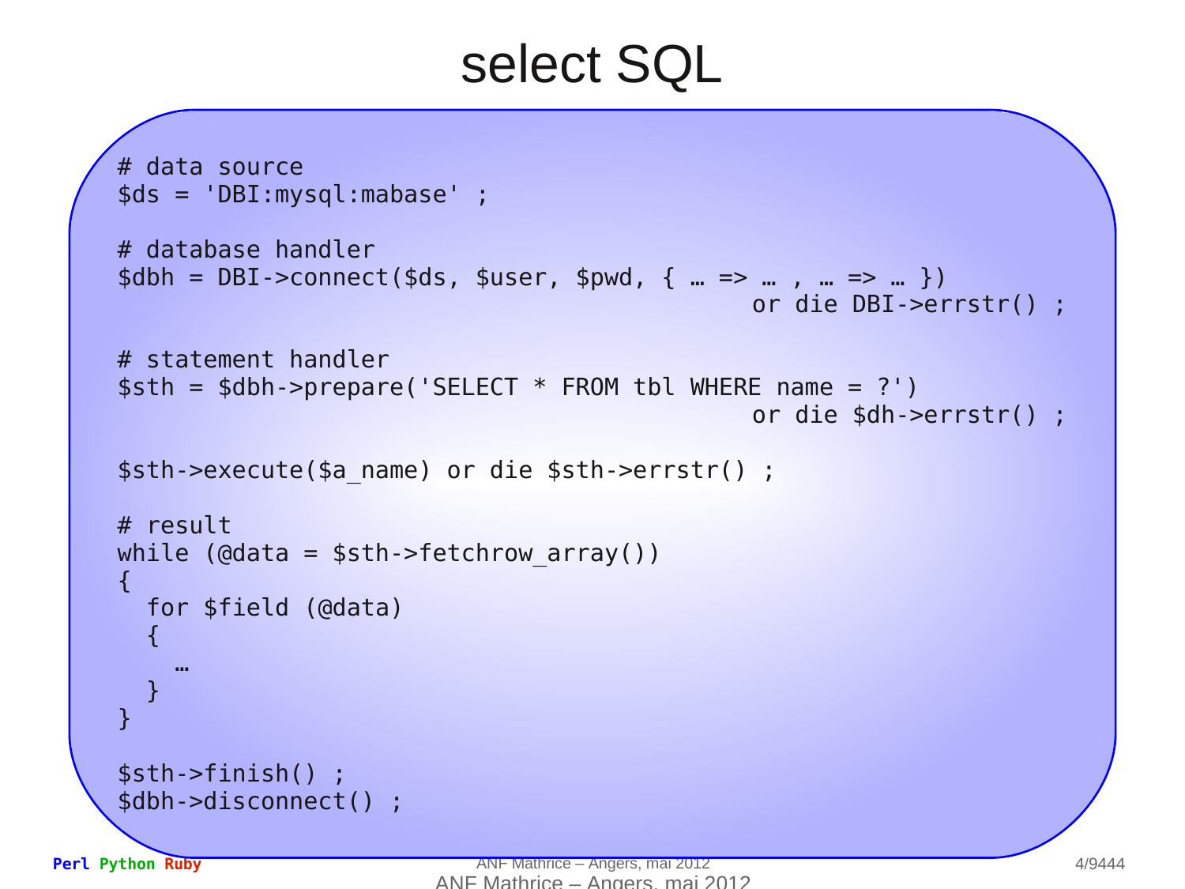# select SQL

```
# data source
$ds = 'DBI:mysql:mabase' ;

# database handler
$dbh = DBI->connect($ds, $user, $pwd, { … => … , … => … })
                                            or die DBI->errstr() ;

# statement handler
$sth = $dbh->prepare('SELECT * FROM tbl WHERE name = ?')
                                            or die $dh->errstr() ;

$sth->execute($a_name) or die $sth->errstr() ;

# result
while (@data = $sth->fetchrow_array())
{
  for $field (@data)
  {
    …
  }
}

$sth->finish() ;
$dbh->disconnect() ;
```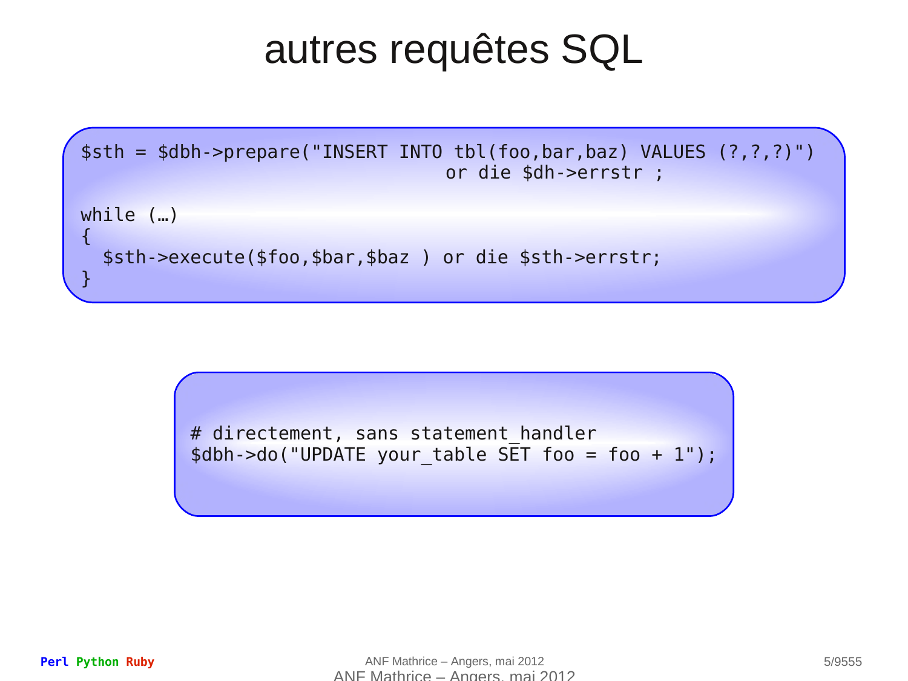# autres requêtes SQL

```
$sth = $dbh->prepare("INSERT INTO tbl(foo,bar,baz) VALUES (?,?,?)")
                                  or die $dh->errstr ;

while (…)
{
  $sth->execute($foo,$bar,$baz ) or die $sth->errstr;
}
```

```
# directement, sans statement_handler
$dbh->do("UPDATE your_table SET foo = foo + 1");
```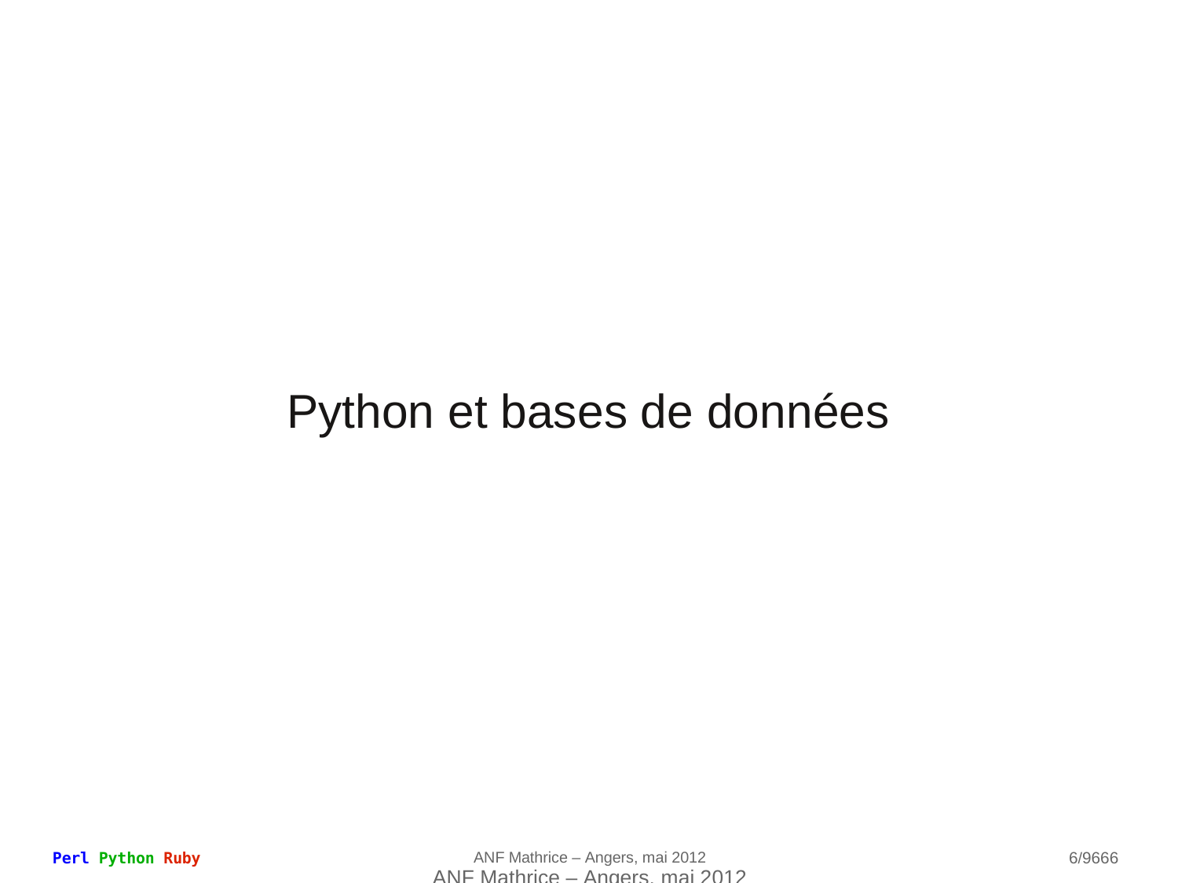# Python et bases de données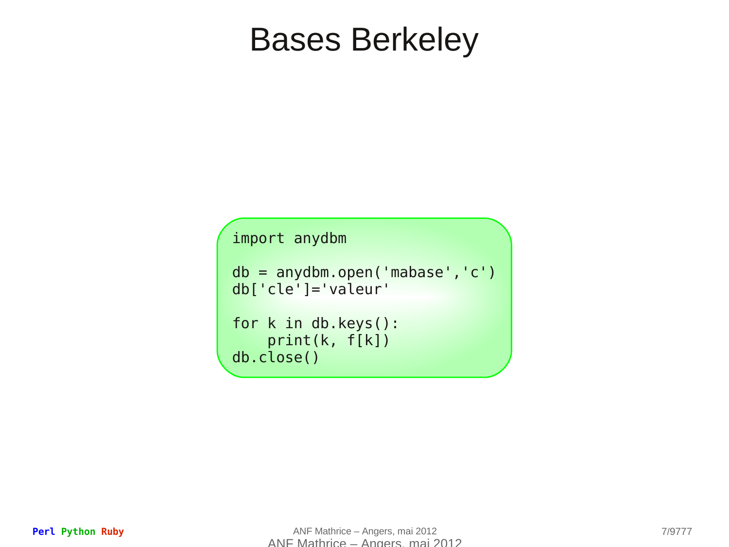# Bases Berkeley

```
import anydbm

db = anydbm.open('mabase','c')
db['cle']='valeur'

for k in db.keys():
    print(k, f[k])
db.close()
```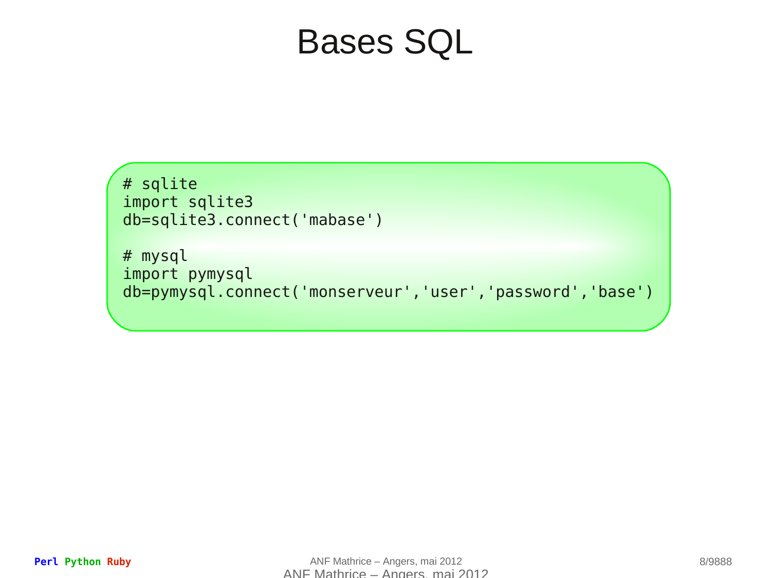# Bases SQL

```
# sqlite
import sqlite3
db=sqlite3.connect('mabase')

# mysql
import pymysql
db=pymysql.connect('monserveur','user','password','base')
```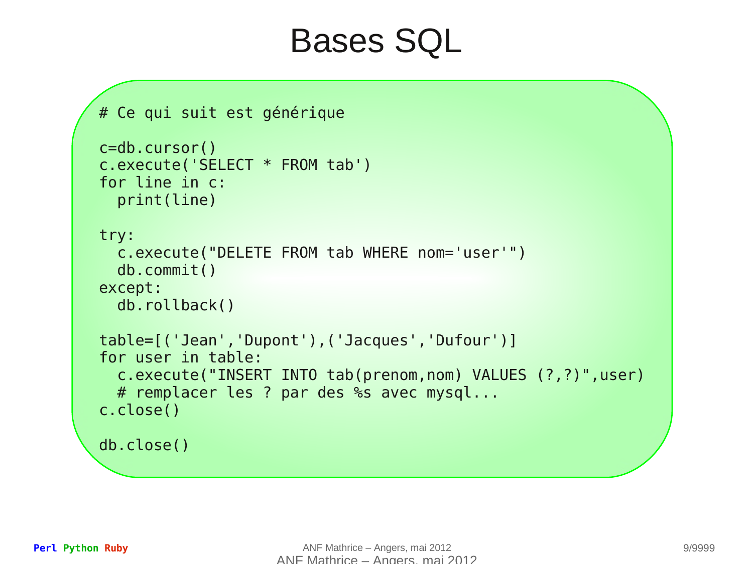# Bases SQL

```
# Ce qui suit est générique

c=db.cursor()
c.execute('SELECT * FROM tab')
for line in c:
  print(line)

try:
  c.execute("DELETE FROM tab WHERE nom='user'")
  db.commit()
except:
  db.rollback()

table=[('Jean','Dupont'),('Jacques','Dufour')]
for user in table:
  c.execute("INSERT INTO tab(prenom,nom) VALUES (?,?)",user)
  # remplacer les ? par des %s avec mysql...
c.close()

db.close()
```